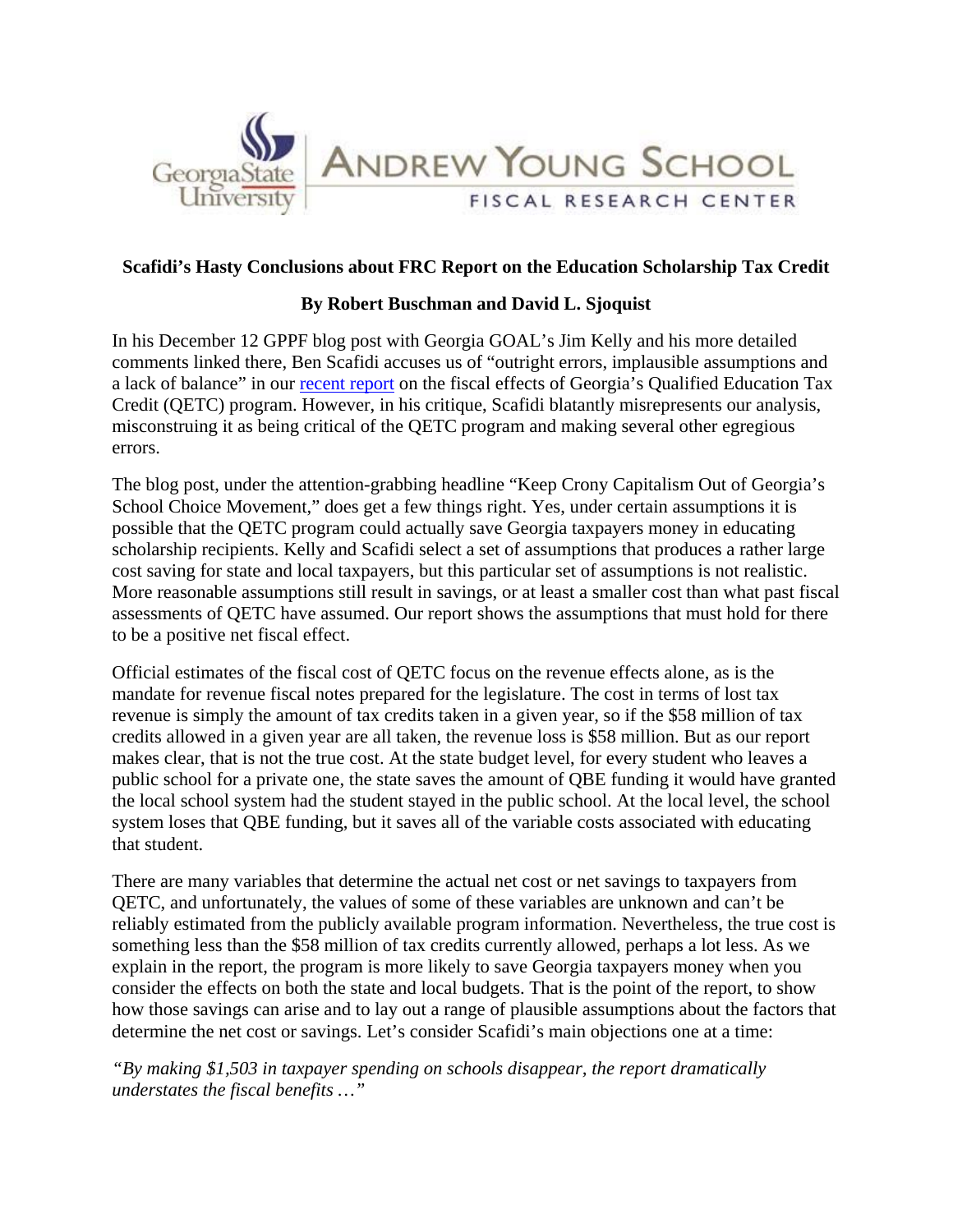Georgia State University | ANDREW YOUNG SCHOOL | FISCAL RESEARCH CENTER

## Scafidi's Hasty Conclusions about FRC Report on the Education Scholarship Tax Credit

### By Robert Buschman and David L. Sjoquist

In his December 12 GPPF blog post with Georgia GOAL's Jim Kelly and his more detailed comments linked there, Ben Scafidi accuses us of "outright errors, implausible assumptions and a lack of balance" in our recent report on the fiscal effects of Georgia's Qualified Education Tax Credit (QETC) program. However, in his critique, Scafidi blatantly misrepresents our analysis, misconstruing it as being critical of the QETC program and making several other egregious errors.

The blog post, under the attention-grabbing headline "Keep Crony Capitalism Out of Georgia's School Choice Movement," does get a few things right. Yes, under certain assumptions it is possible that the QETC program could actually save Georgia taxpayers money in educating scholarship recipients. Kelly and Scafidi select a set of assumptions that produces a rather large cost saving for state and local taxpayers, but this particular set of assumptions is not realistic. More reasonable assumptions still result in savings, or at least a smaller cost than what past fiscal assessments of QETC have assumed. Our report shows the assumptions that must hold for there to be a positive net fiscal effect.

Official estimates of the fiscal cost of QETC focus on the revenue effects alone, as is the mandate for revenue fiscal notes prepared for the legislature. The cost in terms of lost tax revenue is simply the amount of tax credits taken in a given year, so if the $58 million of tax credits allowed in a given year are all taken, the revenue loss is $58 million. But as our report makes clear, that is not the true cost. At the state budget level, for every student who leaves a public school for a private one, the state saves the amount of QBE funding it would have granted the local school system had the student stayed in the public school. At the local level, the school system loses that QBE funding, but it saves all of the variable costs associated with educating that student.

There are many variables that determine the actual net cost or net savings to taxpayers from QETC, and unfortunately, the values of some of these variables are unknown and can't be reliably estimated from the publicly available program information. Nevertheless, the true cost is something less than the $58 million of tax credits currently allowed, perhaps a lot less. As we explain in the report, the program is more likely to save Georgia taxpayers money when you consider the effects on both the state and local budgets. That is the point of the report, to show how those savings can arise and to lay out a range of plausible assumptions about the factors that determine the net cost or savings. Let's consider Scafidi's main objections one at a time:

*"By making $1,503 in taxpayer spending on schools disappear, the report dramatically understates the fiscal benefits …"*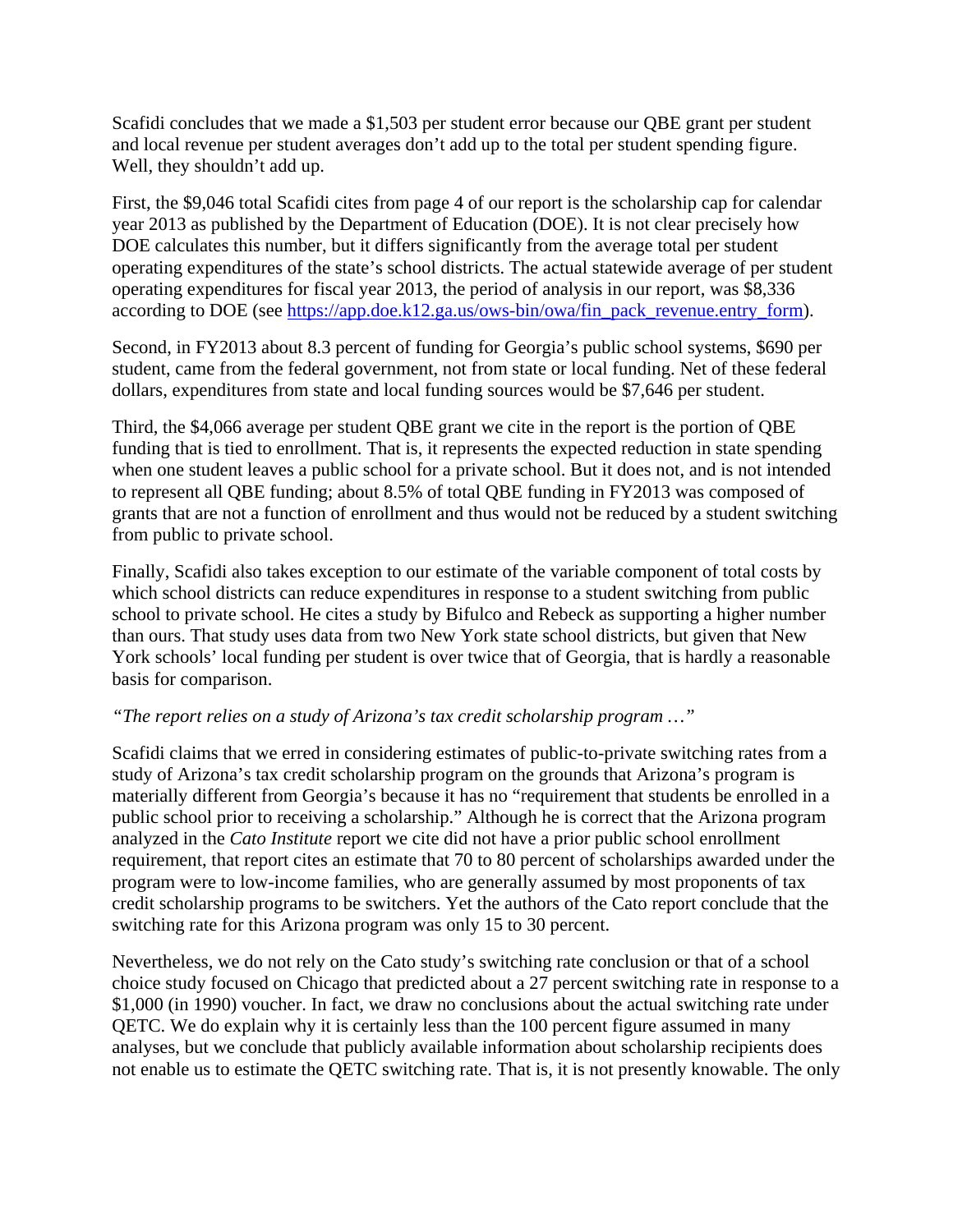Scafidi concludes that we made a $1,503 per student error because our QBE grant per student and local revenue per student averages don't add up to the total per student spending figure. Well, they shouldn't add up.

First, the $9,046 total Scafidi cites from page 4 of our report is the scholarship cap for calendar year 2013 as published by the Department of Education (DOE). It is not clear precisely how DOE calculates this number, but it differs significantly from the average total per student operating expenditures of the state's school districts. The actual statewide average of per student operating expenditures for fiscal year 2013, the period of analysis in our report, was $8,336 according to DOE (see [https://app.doe.k12.ga.us/ows-bin/owa/fin_pack_revenue.entry_form](https://app.doe.k12.ga.us/ows-bin/owa/fin_pack_revenue.entry_form)).

Second, in FY2013 about 8.3 percent of funding for Georgia's public school systems, $690 per student, came from the federal government, not from state or local funding. Net of these federal dollars, expenditures from state and local funding sources would be $7,646 per student.

Third, the $4,066 average per student QBE grant we cite in the report is the portion of QBE funding that is tied to enrollment. That is, it represents the expected reduction in state spending when one student leaves a public school for a private school. But it does not, and is not intended to represent all QBE funding; about 8.5% of total QBE funding in FY2013 was composed of grants that are not a function of enrollment and thus would not be reduced by a student switching from public to private school.

Finally, Scafidi also takes exception to our estimate of the variable component of total costs by which school districts can reduce expenditures in response to a student switching from public school to private school. He cites a study by Bifulco and Rebeck as supporting a higher number than ours. That study uses data from two New York state school districts, but given that New York schools' local funding per student is over twice that of Georgia, that is hardly a reasonable basis for comparison.

*"The report relies on a study of Arizona's tax credit scholarship program …"*

Scafidi claims that we erred in considering estimates of public-to-private switching rates from a study of Arizona's tax credit scholarship program on the grounds that Arizona's program is materially different from Georgia's because it has no "requirement that students be enrolled in a public school prior to receiving a scholarship." Although he is correct that the Arizona program analyzed in the *Cato Institute* report we cite did not have a prior public school enrollment requirement, that report cites an estimate that 70 to 80 percent of scholarships awarded under the program were to low-income families, who are generally assumed by most proponents of tax credit scholarship programs to be switchers. Yet the authors of the Cato report conclude that the switching rate for this Arizona program was only 15 to 30 percent.

Nevertheless, we do not rely on the Cato study's switching rate conclusion or that of a school choice study focused on Chicago that predicted about a 27 percent switching rate in response to a $1,000 (in 1990) voucher. In fact, we draw no conclusions about the actual switching rate under QETC. We do explain why it is certainly less than the 100 percent figure assumed in many analyses, but we conclude that publicly available information about scholarship recipients does not enable us to estimate the QETC switching rate. That is, it is not presently knowable. The only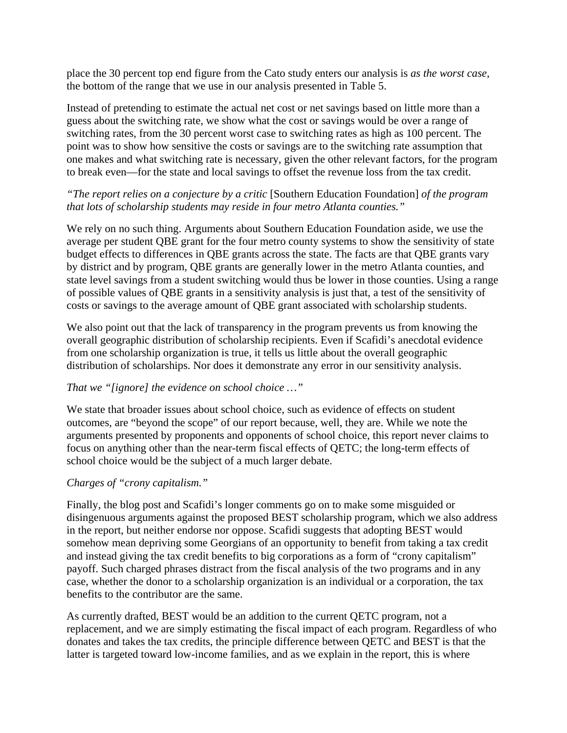place the 30 percent top end figure from the Cato study enters our analysis is *as the worst case*, the bottom of the range that we use in our analysis presented in Table 5.

Instead of pretending to estimate the actual net cost or net savings based on little more than a guess about the switching rate, we show what the cost or savings would be over a range of switching rates, from the 30 percent worst case to switching rates as high as 100 percent. The point was to show how sensitive the costs or savings are to the switching rate assumption that one makes and what switching rate is necessary, given the other relevant factors, for the program to break even—for the state and local savings to offset the revenue loss from the tax credit.

*"The report relies on a conjecture by a critic* [Southern Education Foundation] *of the program that lots of scholarship students may reside in four metro Atlanta counties."*

We rely on no such thing. Arguments about Southern Education Foundation aside, we use the average per student QBE grant for the four metro county systems to show the sensitivity of state budget effects to differences in QBE grants across the state. The facts are that QBE grants vary by district and by program, QBE grants are generally lower in the metro Atlanta counties, and state level savings from a student switching would thus be lower in those counties. Using a range of possible values of QBE grants in a sensitivity analysis is just that, a test of the sensitivity of costs or savings to the average amount of QBE grant associated with scholarship students.

We also point out that the lack of transparency in the program prevents us from knowing the overall geographic distribution of scholarship recipients. Even if Scafidi's anecdotal evidence from one scholarship organization is true, it tells us little about the overall geographic distribution of scholarships. Nor does it demonstrate any error in our sensitivity analysis.

*That we "[ignore] the evidence on school choice …"*

We state that broader issues about school choice, such as evidence of effects on student outcomes, are "beyond the scope" of our report because, well, they are. While we note the arguments presented by proponents and opponents of school choice, this report never claims to focus on anything other than the near-term fiscal effects of QETC; the long-term effects of school choice would be the subject of a much larger debate.

*Charges of "crony capitalism."*

Finally, the blog post and Scafidi's longer comments go on to make some misguided or disingenuous arguments against the proposed BEST scholarship program, which we also address in the report, but neither endorse nor oppose. Scafidi suggests that adopting BEST would somehow mean depriving some Georgians of an opportunity to benefit from taking a tax credit and instead giving the tax credit benefits to big corporations as a form of "crony capitalism" payoff. Such charged phrases distract from the fiscal analysis of the two programs and in any case, whether the donor to a scholarship organization is an individual or a corporation, the tax benefits to the contributor are the same.

As currently drafted, BEST would be an addition to the current QETC program, not a replacement, and we are simply estimating the fiscal impact of each program. Regardless of who donates and takes the tax credits, the principle difference between QETC and BEST is that the latter is targeted toward low-income families, and as we explain in the report, this is where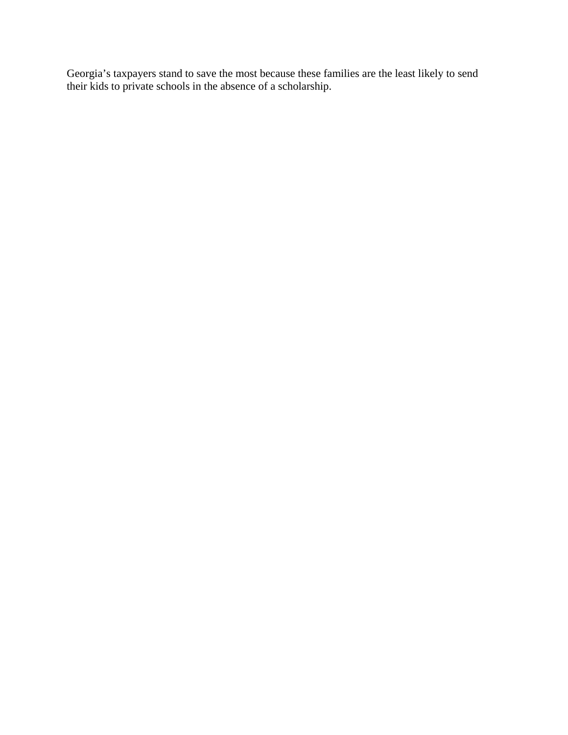Georgia's taxpayers stand to save the most because these families are the least likely to send their kids to private schools in the absence of a scholarship.